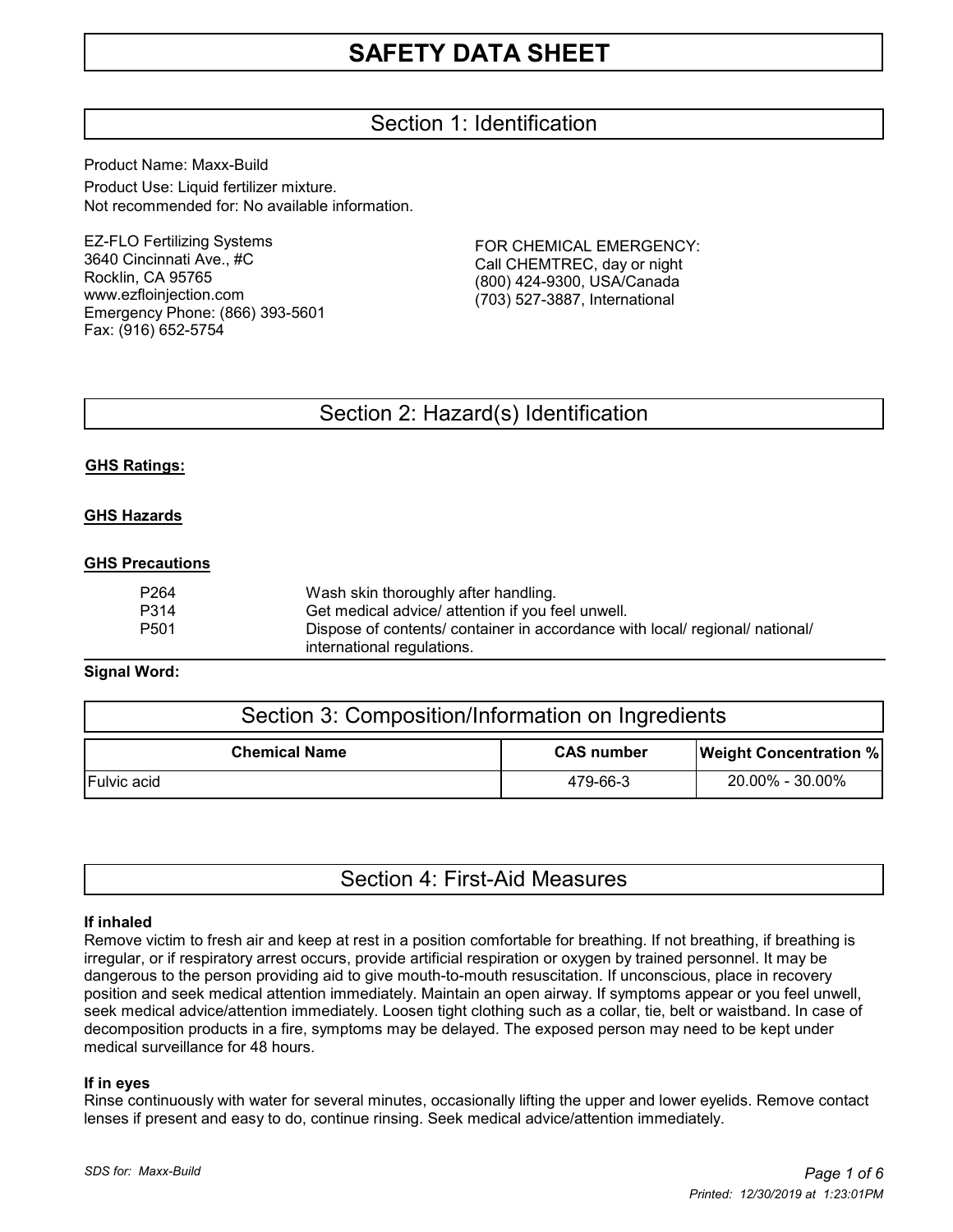# SAFETY DATA SHEET

## Section 1: Identification

Product Name: Maxx-Build

Product Use: Liquid fertilizer mixture.

Not recommended for: No available information.

EZ-FLO Fertilizing Systems
3640 Cincinnati Ave., #C
Rocklin, CA 95765
www.ezfloinjection.com
Emergency Phone: (866) 393-5601
Fax: (916) 652-5754

FOR CHEMICAL EMERGENCY:
Call CHEMTREC, day or night
(800) 424-9300, USA/Canada
(703) 527-3887, International

## Section 2: Hazard(s) Identification

**GHS Ratings:**

**GHS Hazards**

**GHS Precautions**

| | |
|---|---|
| P264 | Wash skin thoroughly after handling. |
| P314 | Get medical advice/ attention if you feel unwell. |
| P501 | Dispose of contents/ container in accordance with local/ regional/ national/ international regulations. |

**Signal Word:**

## Section 3: Composition/Information on Ingredients

| Chemical Name | CAS number | Weight Concentration % |
|---|---|---|
| Fulvic acid | 479-66-3 | 20.00% - 30.00% |

## Section 4: First-Aid Measures

**If inhaled**

Remove victim to fresh air and keep at rest in a position comfortable for breathing. If not breathing, if breathing is irregular, or if respiratory arrest occurs, provide artificial respiration or oxygen by trained personnel. It may be dangerous to the person providing aid to give mouth-to-mouth resuscitation. If unconscious, place in recovery position and seek medical attention immediately. Maintain an open airway. If symptoms appear or you feel unwell, seek medical advice/attention immediately. Loosen tight clothing such as a collar, tie, belt or waistband. In case of decomposition products in a fire, symptoms may be delayed. The exposed person may need to be kept under medical surveillance for 48 hours.

**If in eyes**

Rinse continuously with water for several minutes, occasionally lifting the upper and lower eyelids. Remove contact lenses if present and easy to do, continue rinsing. Seek medical advice/attention immediately.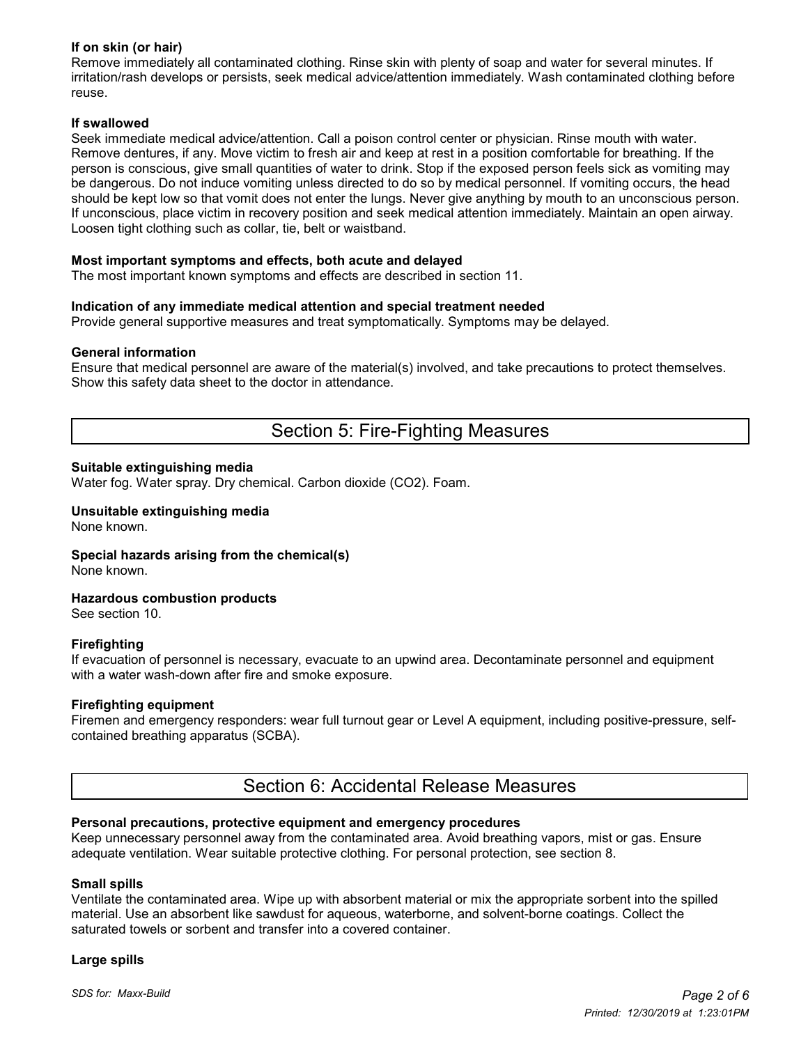**If on skin (or hair)**
Remove immediately all contaminated clothing. Rinse skin with plenty of soap and water for several minutes. If irritation/rash develops or persists, seek medical advice/attention immediately. Wash contaminated clothing before reuse.

**If swallowed**
Seek immediate medical advice/attention. Call a poison control center or physician. Rinse mouth with water. Remove dentures, if any. Move victim to fresh air and keep at rest in a position comfortable for breathing. If the person is conscious, give small quantities of water to drink. Stop if the exposed person feels sick as vomiting may be dangerous. Do not induce vomiting unless directed to do so by medical personnel. If vomiting occurs, the head should be kept low so that vomit does not enter the lungs. Never give anything by mouth to an unconscious person. If unconscious, place victim in recovery position and seek medical attention immediately. Maintain an open airway. Loosen tight clothing such as collar, tie, belt or waistband.

**Most important symptoms and effects, both acute and delayed**
The most important known symptoms and effects are described in section 11.

**Indication of any immediate medical attention and special treatment needed**
Provide general supportive measures and treat symptomatically. Symptoms may be delayed.

**General information**
Ensure that medical personnel are aware of the material(s) involved, and take precautions to protect themselves. Show this safety data sheet to the doctor in attendance.

## Section 5: Fire-Fighting Measures

**Suitable extinguishing media**
Water fog. Water spray. Dry chemical. Carbon dioxide ($CO_2$). Foam.

**Unsuitable extinguishing media**
None known.

**Special hazards arising from the chemical(s)**
None known.

**Hazardous combustion products**
See section 10.

**Firefighting**
If evacuation of personnel is necessary, evacuate to an upwind area. Decontaminate personnel and equipment with a water wash-down after fire and smoke exposure.

**Firefighting equipment**
Firemen and emergency responders: wear full turnout gear or Level A equipment, including positive-pressure, self-contained breathing apparatus (SCBA).

## Section 6: Accidental Release Measures

**Personal precautions, protective equipment and emergency procedures**
Keep unnecessary personnel away from the contaminated area. Avoid breathing vapors, mist or gas. Ensure adequate ventilation. Wear suitable protective clothing. For personal protection, see section 8.

**Small spills**
Ventilate the contaminated area. Wipe up with absorbent material or mix the appropriate sorbent into the spilled material. Use an absorbent like sawdust for aqueous, waterborne, and solvent-borne coatings. Collect the saturated towels or sorbent and transfer into a covered container.

**Large spills**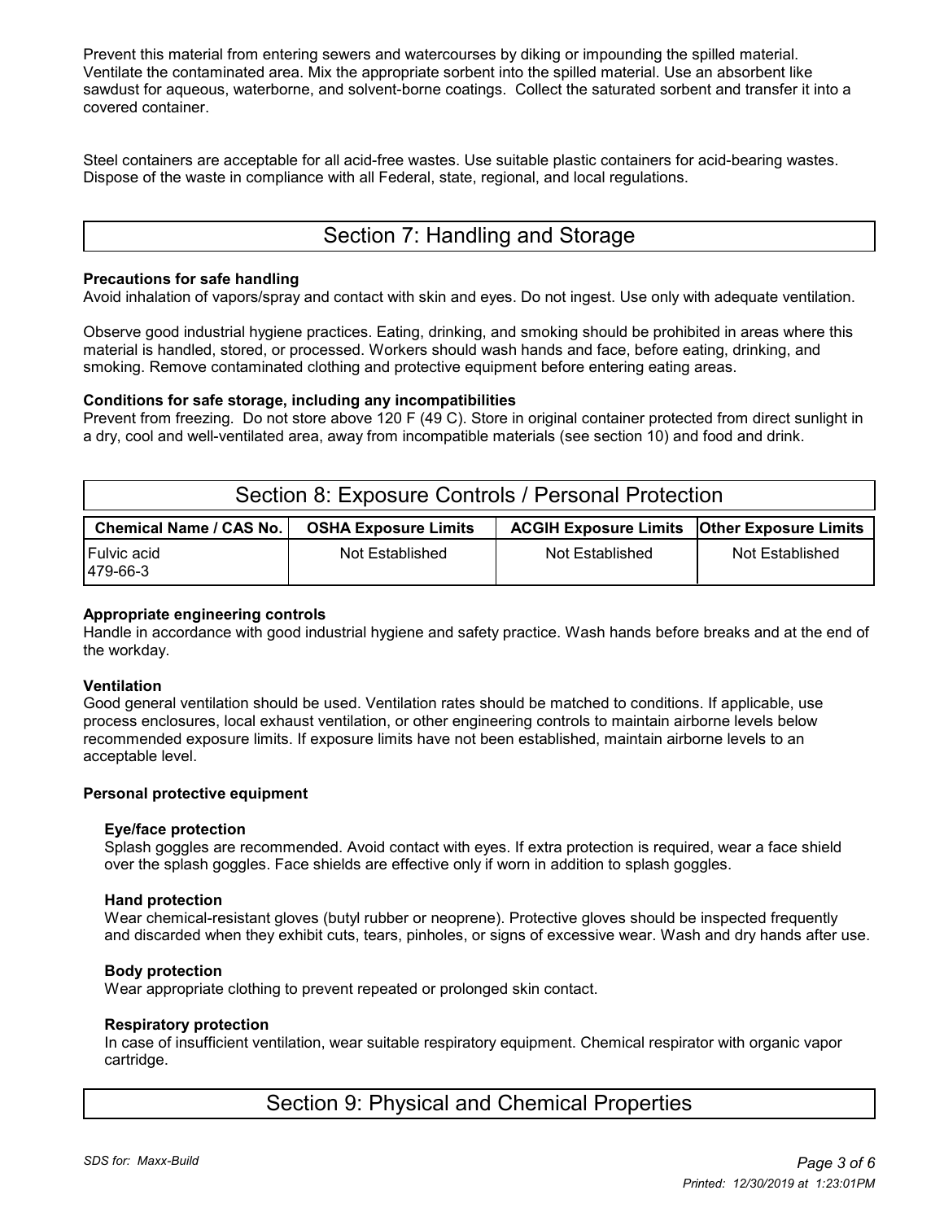Prevent this material from entering sewers and watercourses by diking or impounding the spilled material. Ventilate the contaminated area. Mix the appropriate sorbent into the spilled material. Use an absorbent like sawdust for aqueous, waterborne, and solvent-borne coatings. Collect the saturated sorbent and transfer it into a covered container.

Steel containers are acceptable for all acid-free wastes. Use suitable plastic containers for acid-bearing wastes. Dispose of the waste in compliance with all Federal, state, regional, and local regulations.

## Section 7: Handling and Storage

**Precautions for safe handling**
Avoid inhalation of vapors/spray and contact with skin and eyes. Do not ingest. Use only with adequate ventilation.

Observe good industrial hygiene practices. Eating, drinking, and smoking should be prohibited in areas where this material is handled, stored, or processed. Workers should wash hands and face, before eating, drinking, and smoking. Remove contaminated clothing and protective equipment before entering eating areas.

**Conditions for safe storage, including any incompatibilities**
Prevent from freezing. Do not store above 120 F (49 C). Store in original container protected from direct sunlight in a dry, cool and well-ventilated area, away from incompatible materials (see section 10) and food and drink.

## Section 8: Exposure Controls / Personal Protection

| Chemical Name / CAS No. | OSHA Exposure Limits | ACGIH Exposure Limits | Other Exposure Limits |
|---|---|---|---|
| Fulvic acid<br>479-66-3 | Not Established | Not Established | Not Established |

**Appropriate engineering controls**
Handle in accordance with good industrial hygiene and safety practice. Wash hands before breaks and at the end of the workday.

**Ventilation**
Good general ventilation should be used. Ventilation rates should be matched to conditions. If applicable, use process enclosures, local exhaust ventilation, or other engineering controls to maintain airborne levels below recommended exposure limits. If exposure limits have not been established, maintain airborne levels to an acceptable level.

**Personal protective equipment**

**Eye/face protection**
Splash goggles are recommended. Avoid contact with eyes. If extra protection is required, wear a face shield over the splash goggles. Face shields are effective only if worn in addition to splash goggles.

**Hand protection**
Wear chemical-resistant gloves (butyl rubber or neoprene). Protective gloves should be inspected frequently and discarded when they exhibit cuts, tears, pinholes, or signs of excessive wear. Wash and dry hands after use.

**Body protection**
Wear appropriate clothing to prevent repeated or prolonged skin contact.

**Respiratory protection**
In case of insufficient ventilation, wear suitable respiratory equipment. Chemical respirator with organic vapor cartridge.

## Section 9: Physical and Chemical Properties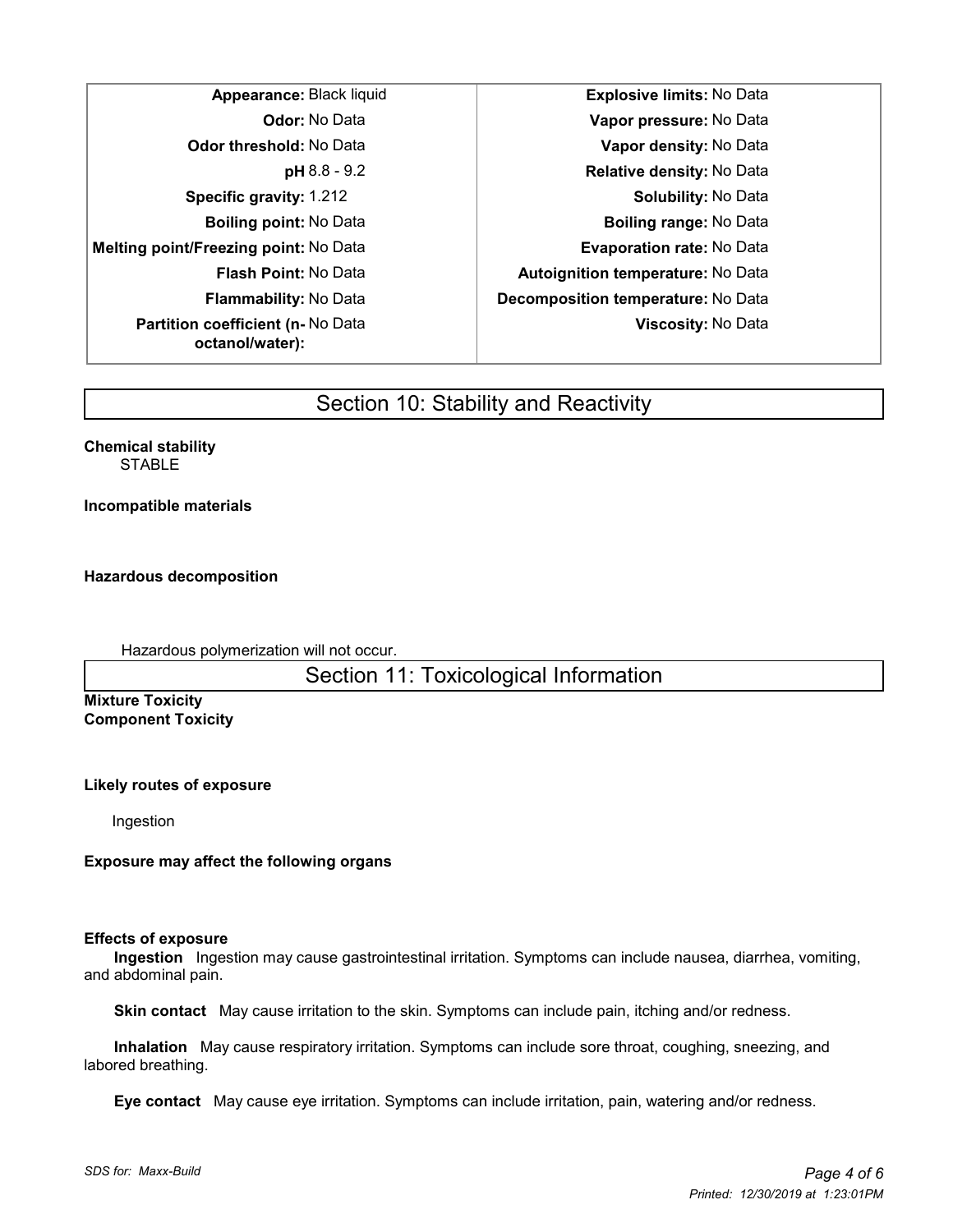| Property | Value | Property | Value |
|---|---|---|---|
| **Appearance:** | Black liquid | **Explosive limits:** | No Data |
| **Odor:** | No Data | **Vapor pressure:** | No Data |
| **Odor threshold:** | No Data | **Vapor density:** | No Data |
| **pH** | 8.8 - 9.2 | **Relative density:** | No Data |
| **Specific gravity:** | 1.212 | **Solubility:** | No Data |
| **Boiling point:** | No Data | **Boiling range:** | No Data |
| **Melting point/Freezing point:** | No Data | **Evaporation rate:** | No Data |
| **Flash Point:** | No Data | **Autoignition temperature:** | No Data |
| **Flammability:** | No Data | **Decomposition temperature:** | No Data |
| **Partition coefficient (n-octanol/water):** | No Data | **Viscosity:** | No Data |

## Section 10: Stability and Reactivity

**Chemical stability**

STABLE

**Incompatible materials**

**Hazardous decomposition**

Hazardous polymerization will not occur.

## Section 11: Toxicological Information

**Mixture Toxicity**

**Component Toxicity**

**Likely routes of exposure**

Ingestion

**Exposure may affect the following organs**

**Effects of exposure**

**Ingestion** Ingestion may cause gastrointestinal irritation. Symptoms can include nausea, diarrhea, vomiting, and abdominal pain.

**Skin contact** May cause irritation to the skin. Symptoms can include pain, itching and/or redness.

**Inhalation** May cause respiratory irritation. Symptoms can include sore throat, coughing, sneezing, and labored breathing.

**Eye contact** May cause eye irritation. Symptoms can include irritation, pain, watering and/or redness.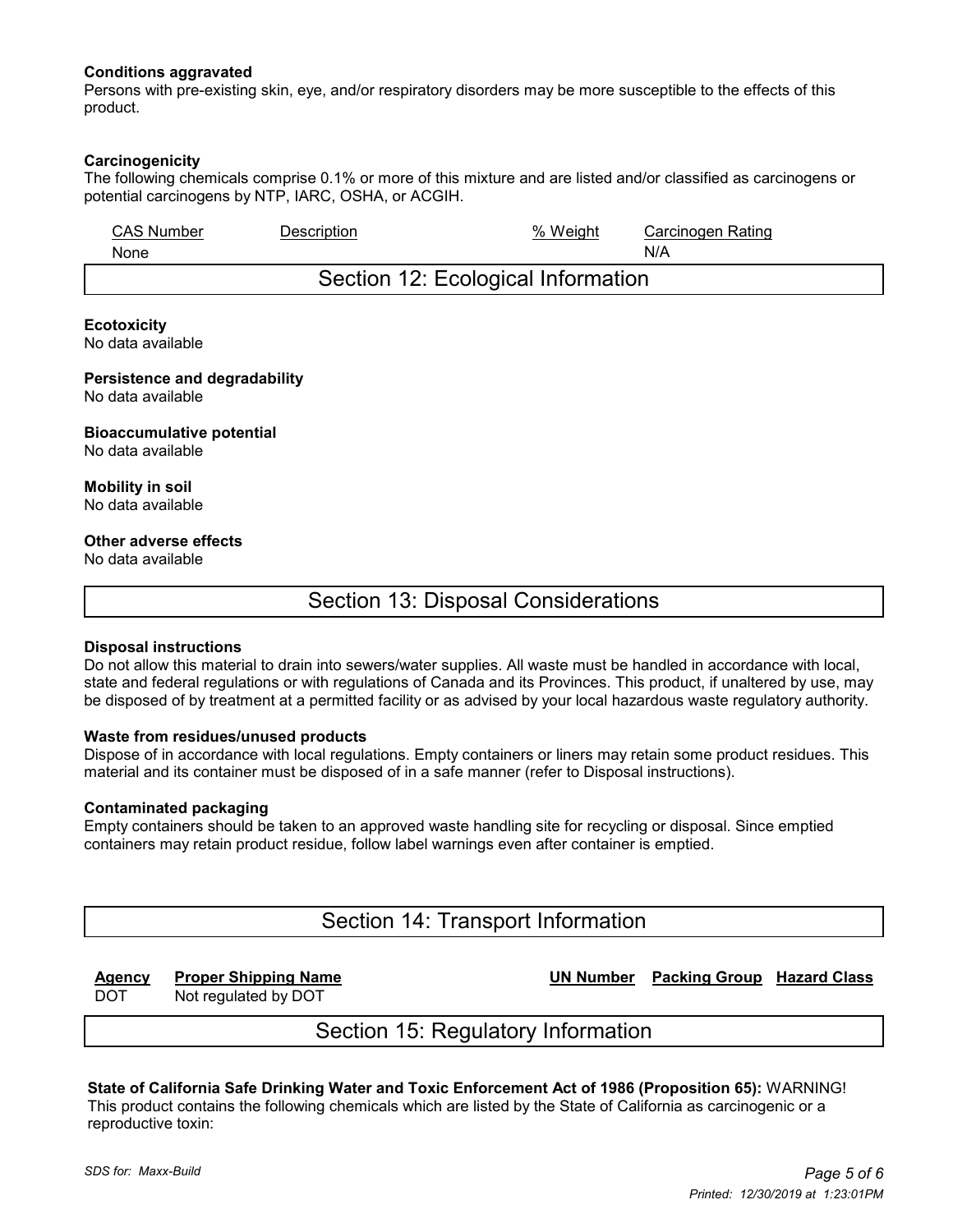**Conditions aggravated**
Persons with pre-existing skin, eye, and/or respiratory disorders may be more susceptible to the effects of this product.

**Carcinogenicity**
The following chemicals comprise 0.1% or more of this mixture and are listed and/or classified as carcinogens or potential carcinogens by NTP, IARC, OSHA, or ACGIH.

| CAS Number | Description | % Weight | Carcinogen Rating |
| --- | --- | --- | --- |
| None | | | N/A |

## Section 12: Ecological Information

**Ecotoxicity**
No data available

**Persistence and degradability**
No data available

**Bioaccumulative potential**
No data available

**Mobility in soil**
No data available

**Other adverse effects**
No data available

## Section 13: Disposal Considerations

**Disposal instructions**
Do not allow this material to drain into sewers/water supplies. All waste must be handled in accordance with local, state and federal regulations or with regulations of Canada and its Provinces. This product, if unaltered by use, may be disposed of by treatment at a permitted facility or as advised by your local hazardous waste regulatory authority.

**Waste from residues/unused products**
Dispose of in accordance with local regulations. Empty containers or liners may retain some product residues. This material and its container must be disposed of in a safe manner (refer to Disposal instructions).

**Contaminated packaging**
Empty containers should be taken to an approved waste handling site for recycling or disposal. Since emptied containers may retain product residue, follow label warnings even after container is emptied.

## Section 14: Transport Information

| Agency | Proper Shipping Name | UN Number | Packing Group | Hazard Class |
| --- | --- | --- | --- | --- |
| DOT | Not regulated by DOT | | | |

## Section 15: Regulatory Information

**State of California Safe Drinking Water and Toxic Enforcement Act of 1986 (Proposition 65):** WARNING! This product contains the following chemicals which are listed by the State of California as carcinogenic or a reproductive toxin: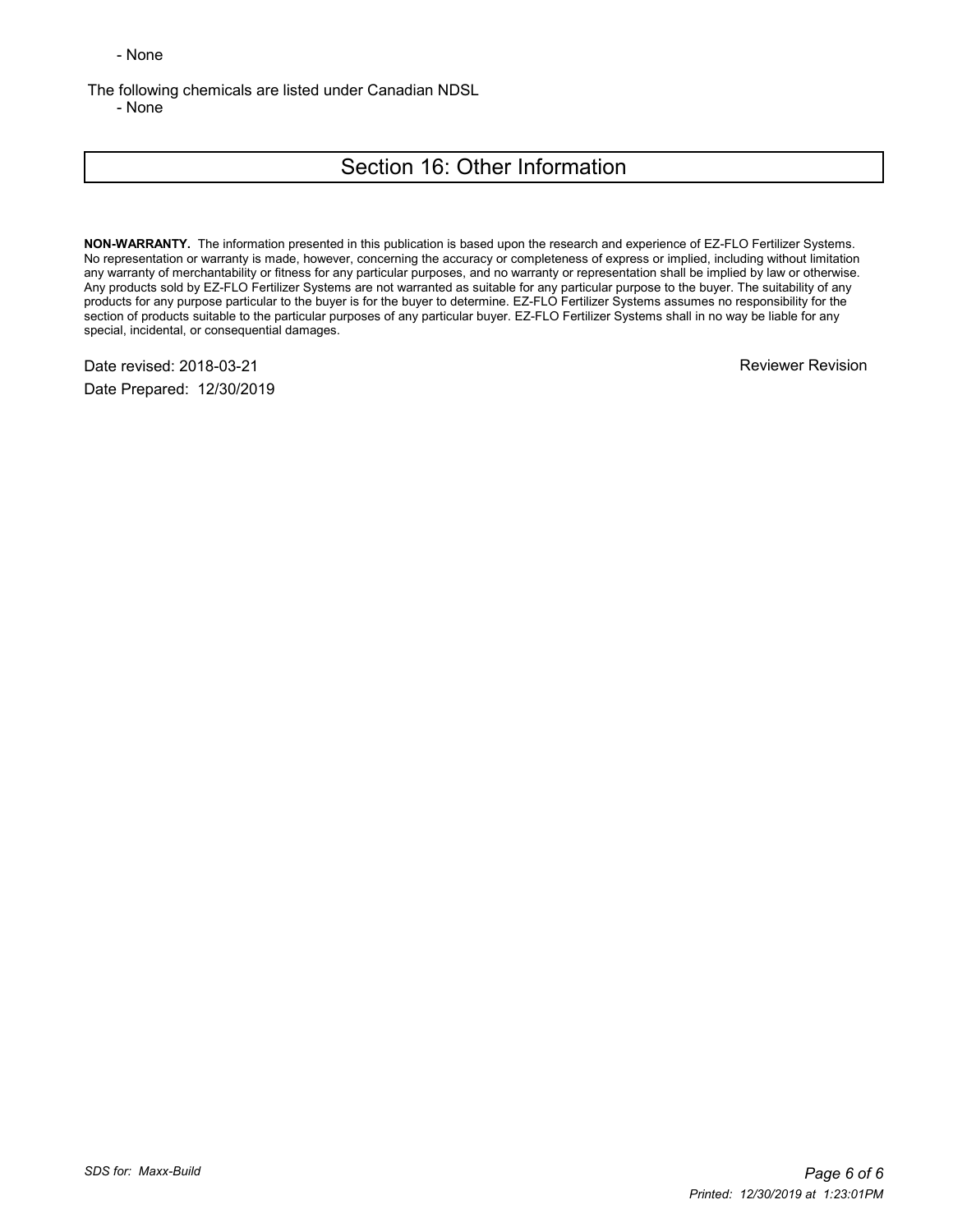- None

The following chemicals are listed under Canadian NDSL

- None

## Section 16: Other Information

**NON-WARRANTY.** The information presented in this publication is based upon the research and experience of EZ-FLO Fertilizer Systems. No representation or warranty is made, however, concerning the accuracy or completeness of express or implied, including without limitation any warranty of merchantability or fitness for any particular purposes, and no warranty or representation shall be implied by law or otherwise. Any products sold by EZ-FLO Fertilizer Systems are not warranted as suitable for any particular purpose to the buyer. The suitability of any products for any purpose particular to the buyer is for the buyer to determine. EZ-FLO Fertilizer Systems assumes no responsibility for the section of products suitable to the particular purposes of any particular buyer. EZ-FLO Fertilizer Systems shall in no way be liable for any special, incidental, or consequential damages.

Date revised: 2018-03-21

Reviewer Revision

Date Prepared: 12/30/2019